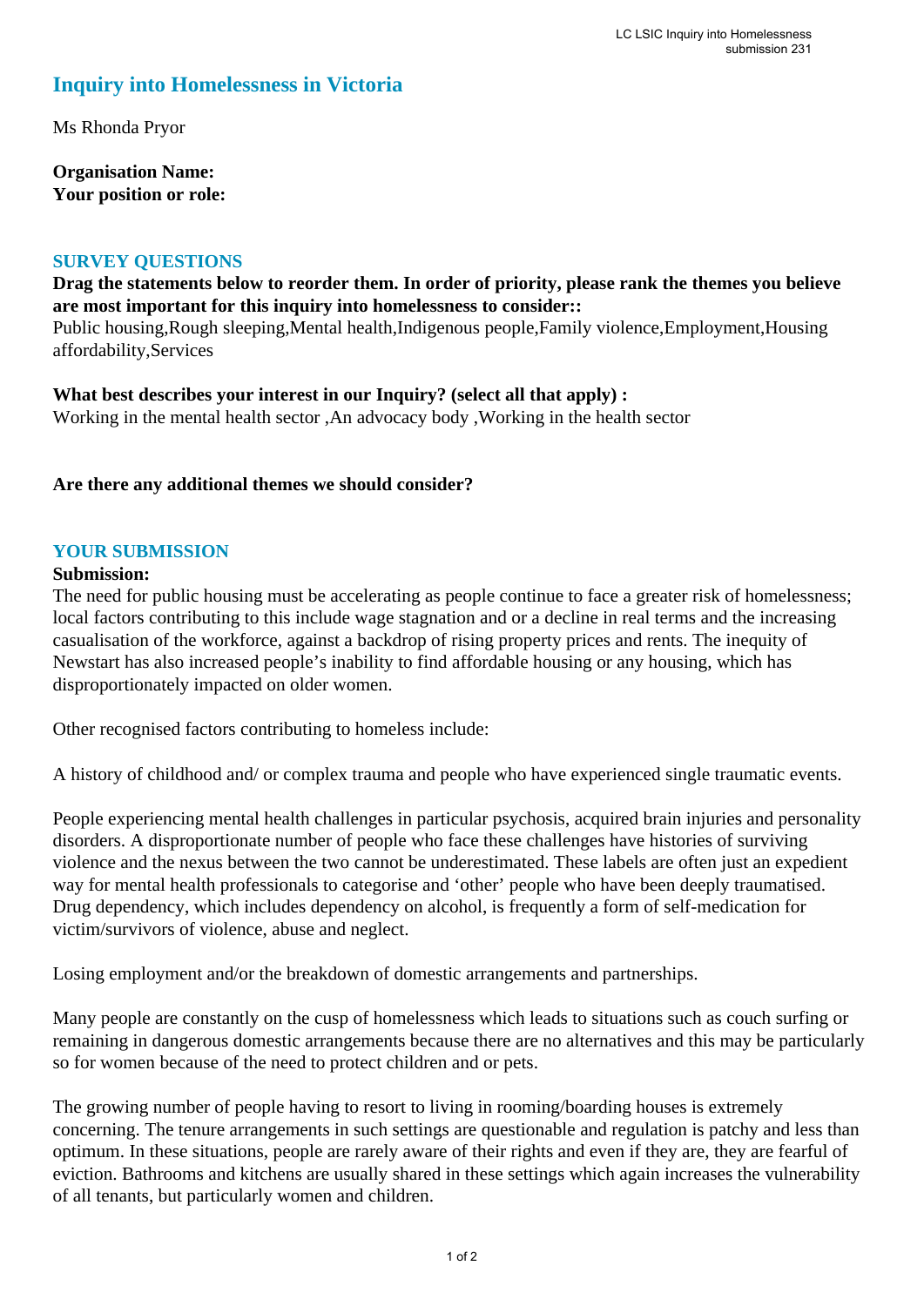# Inquiry into Homelessness in Victoria

Ms Rhonda Pryor

**Organisation Name:**
**Your position or role:**

## SURVEY QUESTIONS

**Drag the statements below to reorder them. In order of priority, please rank the themes you believe are most important for this inquiry into homelessness to consider::**
Public housing,Rough sleeping,Mental health,Indigenous people,Family violence,Employment,Housing affordability,Services

**What best describes your interest in our Inquiry? (select all that apply) :**
Working in the mental health sector ,An advocacy body ,Working in the health sector

**Are there any additional themes we should consider?**

## YOUR SUBMISSION

**Submission:**
The need for public housing must be accelerating as people continue to face a greater risk of homelessness; local factors contributing to this include wage stagnation and or a decline in real terms and the increasing casualisation of the workforce, against a backdrop of rising property prices and rents. The inequity of Newstart has also increased people's inability to find affordable housing or any housing, which has disproportionately impacted on older women.

Other recognised factors contributing to homeless include:

A history of childhood and/ or complex trauma and people who have experienced single traumatic events.

People experiencing mental health challenges in particular psychosis, acquired brain injuries and personality disorders. A disproportionate number of people who face these challenges have histories of surviving violence and the nexus between the two cannot be underestimated. These labels are often just an expedient way for mental health professionals to categorise and 'other' people who have been deeply traumatised. Drug dependency, which includes dependency on alcohol, is frequently a form of self-medication for victim/survivors of violence, abuse and neglect.

Losing employment and/or the breakdown of domestic arrangements and partnerships.

Many people are constantly on the cusp of homelessness which leads to situations such as couch surfing or remaining in dangerous domestic arrangements because there are no alternatives and this may be particularly so for women because of the need to protect children and or pets.

The growing number of people having to resort to living in rooming/boarding houses is extremely concerning. The tenure arrangements in such settings are questionable and regulation is patchy and less than optimum. In these situations, people are rarely aware of their rights and even if they are, they are fearful of eviction. Bathrooms and kitchens are usually shared in these settings which again increases the vulnerability of all tenants, but particularly women and children.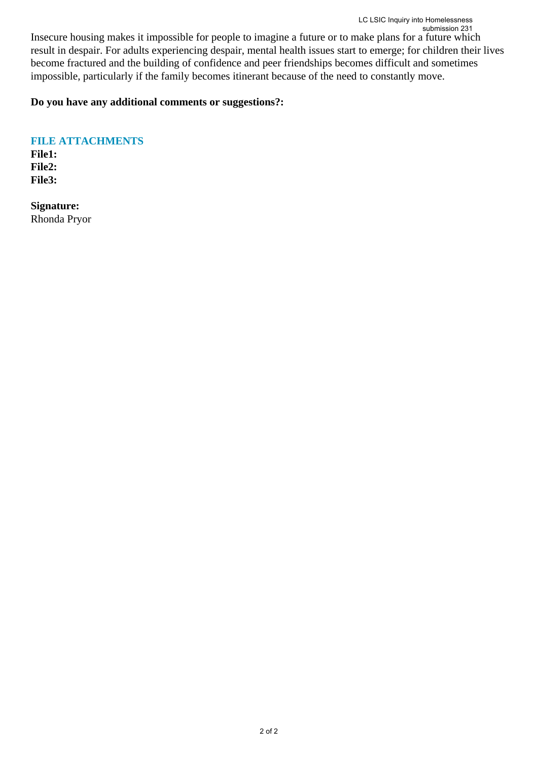Insecure housing makes it impossible for people to imagine a future or to make plans for a future which result in despair. For adults experiencing despair, mental health issues start to emerge; for children their lives become fractured and the building of confidence and peer friendships becomes difficult and sometimes impossible, particularly if the family becomes itinerant because of the need to constantly move.

**Do you have any additional comments or suggestions?:**

## FILE ATTACHMENTS

**File1:**
**File2:**
**File3:**

**Signature:**
Rhonda Pryor